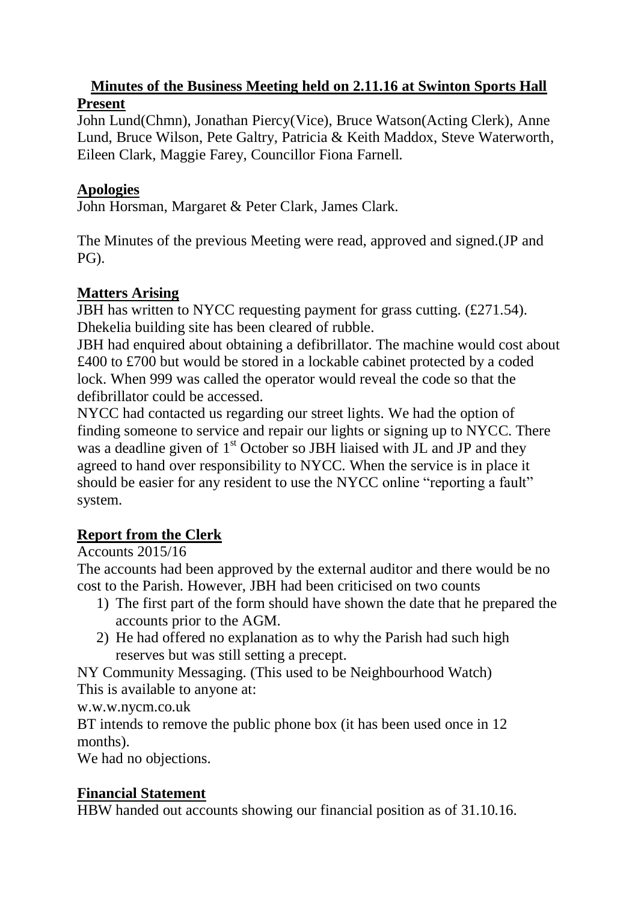**Minutes of the Business Meeting held on 2.11.16 at Swinton Sports Hall**

**Present**

John Lund(Chmn), Jonathan Piercy(Vice), Bruce Watson(Acting Clerk), Anne Lund, Bruce Wilson, Pete Galtry, Patricia & Keith Maddox, Steve Waterworth, Eileen Clark, Maggie Farey, Councillor Fiona Farnell.

**Apologies**

John Horsman, Margaret & Peter Clark, James Clark.

The Minutes of the previous Meeting were read, approved and signed.(JP and PG).

**Matters Arising**

JBH has written to NYCC requesting payment for grass cutting. (£271.54).
Dhekelia building site has been cleared of rubble.
JBH had enquired about obtaining a defibrillator. The machine would cost about £400 to £700 but would be stored in a lockable cabinet protected by a coded lock. When 999 was called the operator would reveal the code so that the defibrillator could be accessed.
NYCC had contacted us regarding our street lights. We had the option of finding someone to service and repair our lights or signing up to NYCC. There was a deadline given of 1st October so JBH liaised with JL and JP and they agreed to hand over responsibility to NYCC. When the service is in place it should be easier for any resident to use the NYCC online "reporting a fault" system.

**Report from the Clerk**

Accounts 2015/16
The accounts had been approved by the external auditor and there would be no cost to the Parish. However, JBH had been criticised on two counts

1) The first part of the form should have shown the date that he prepared the accounts prior to the AGM.
2) He had offered no explanation as to why the Parish had such high reserves but was still setting a precept.

NY Community Messaging. (This used to be Neighbourhood Watch)
This is available to anyone at:
w.w.w.nycm.co.uk
BT intends to remove the public phone box (it has been used once in 12 months).
We had no objections.

**Financial Statement**

HBW handed out accounts showing our financial position as of 31.10.16.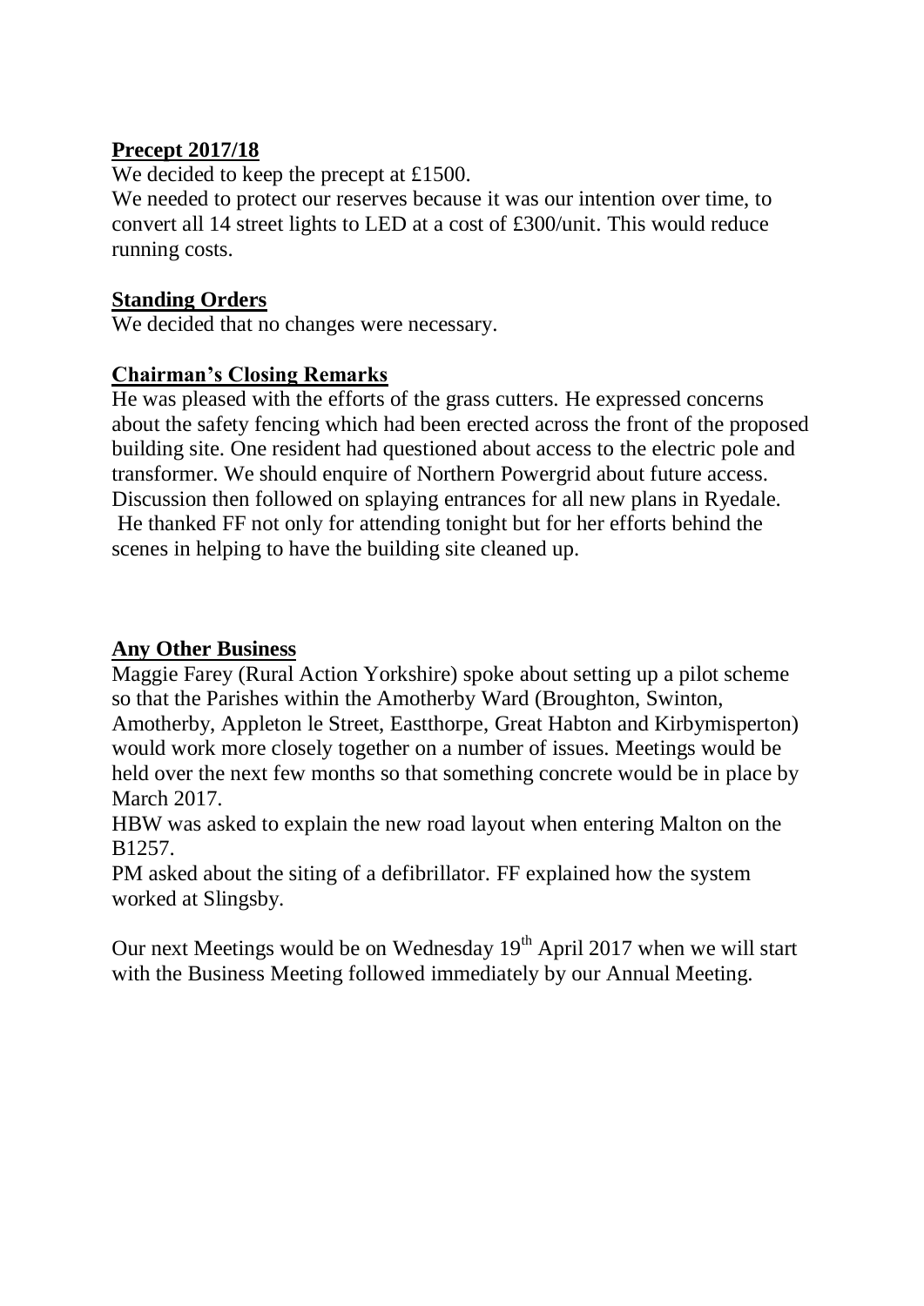**Precept 2017/18**

We decided to keep the precept at £1500.
We needed to protect our reserves because it was our intention over time, to convert all 14 street lights to LED at a cost of £300/unit. This would reduce running costs.

**Standing Orders**

We decided that no changes were necessary.

**Chairman's Closing Remarks**

He was pleased with the efforts of the grass cutters. He expressed concerns about the safety fencing which had been erected across the front of the proposed building site. One resident had questioned about access to the electric pole and transformer. We should enquire of Northern Powergrid about future access. Discussion then followed on splaying entrances for all new plans in Ryedale.
He thanked FF not only for attending tonight but for her efforts behind the scenes in helping to have the building site cleaned up.

**Any Other Business**

Maggie Farey (Rural Action Yorkshire) spoke about setting up a pilot scheme so that the Parishes within the Amotherby Ward (Broughton, Swinton, Amotherby, Appleton le Street, Eastthorpe, Great Habton and Kirbymisperton) would work more closely together on a number of issues. Meetings would be held over the next few months so that something concrete would be in place by March 2017.
HBW was asked to explain the new road layout when entering Malton on the B1257.
PM asked about the siting of a defibrillator. FF explained how the system worked at Slingsby.

Our next Meetings would be on Wednesday 19th April 2017 when we will start with the Business Meeting followed immediately by our Annual Meeting.